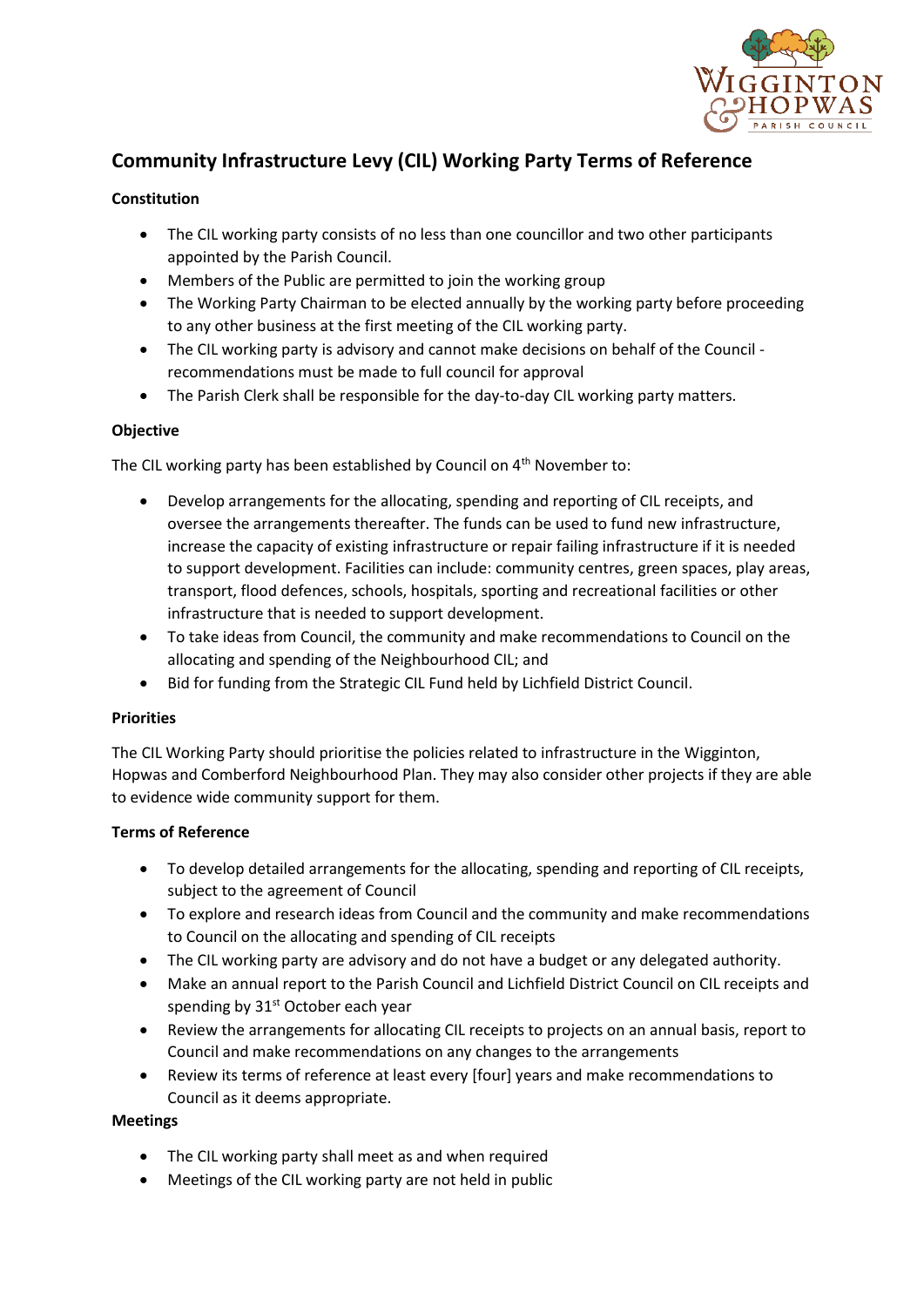# Community Infrastructure Levy (CIL) Working Party Terms of Reference

**Constitution**

- The CIL working party consists of no less than one councillor and two other participants appointed by the Parish Council.
- Members of the Public are permitted to join the working group
- The Working Party Chairman to be elected annually by the working party before proceeding to any other business at the first meeting of the CIL working party.
- The CIL working party is advisory and cannot make decisions on behalf of the Council - recommendations must be made to full council for approval
- The Parish Clerk shall be responsible for the day-to-day CIL working party matters.

**Objective**

The CIL working party has been established by Council on 4th November to:

- Develop arrangements for the allocating, spending and reporting of CIL receipts, and oversee the arrangements thereafter. The funds can be used to fund new infrastructure, increase the capacity of existing infrastructure or repair failing infrastructure if it is needed to support development. Facilities can include: community centres, green spaces, play areas, transport, flood defences, schools, hospitals, sporting and recreational facilities or other infrastructure that is needed to support development.
- To take ideas from Council, the community and make recommendations to Council on the allocating and spending of the Neighbourhood CIL; and
- Bid for funding from the Strategic CIL Fund held by Lichfield District Council.

**Priorities**

The CIL Working Party should prioritise the policies related to infrastructure in the Wigginton, Hopwas and Comberford Neighbourhood Plan. They may also consider other projects if they are able to evidence wide community support for them.

**Terms of Reference**

- To develop detailed arrangements for the allocating, spending and reporting of CIL receipts, subject to the agreement of Council
- To explore and research ideas from Council and the community and make recommendations to Council on the allocating and spending of CIL receipts
- The CIL working party are advisory and do not have a budget or any delegated authority.
- Make an annual report to the Parish Council and Lichfield District Council on CIL receipts and spending by 31st October each year
- Review the arrangements for allocating CIL receipts to projects on an annual basis, report to Council and make recommendations on any changes to the arrangements
- Review its terms of reference at least every [four] years and make recommendations to Council as it deems appropriate.

**Meetings**

- The CIL working party shall meet as and when required
- Meetings of the CIL working party are not held in public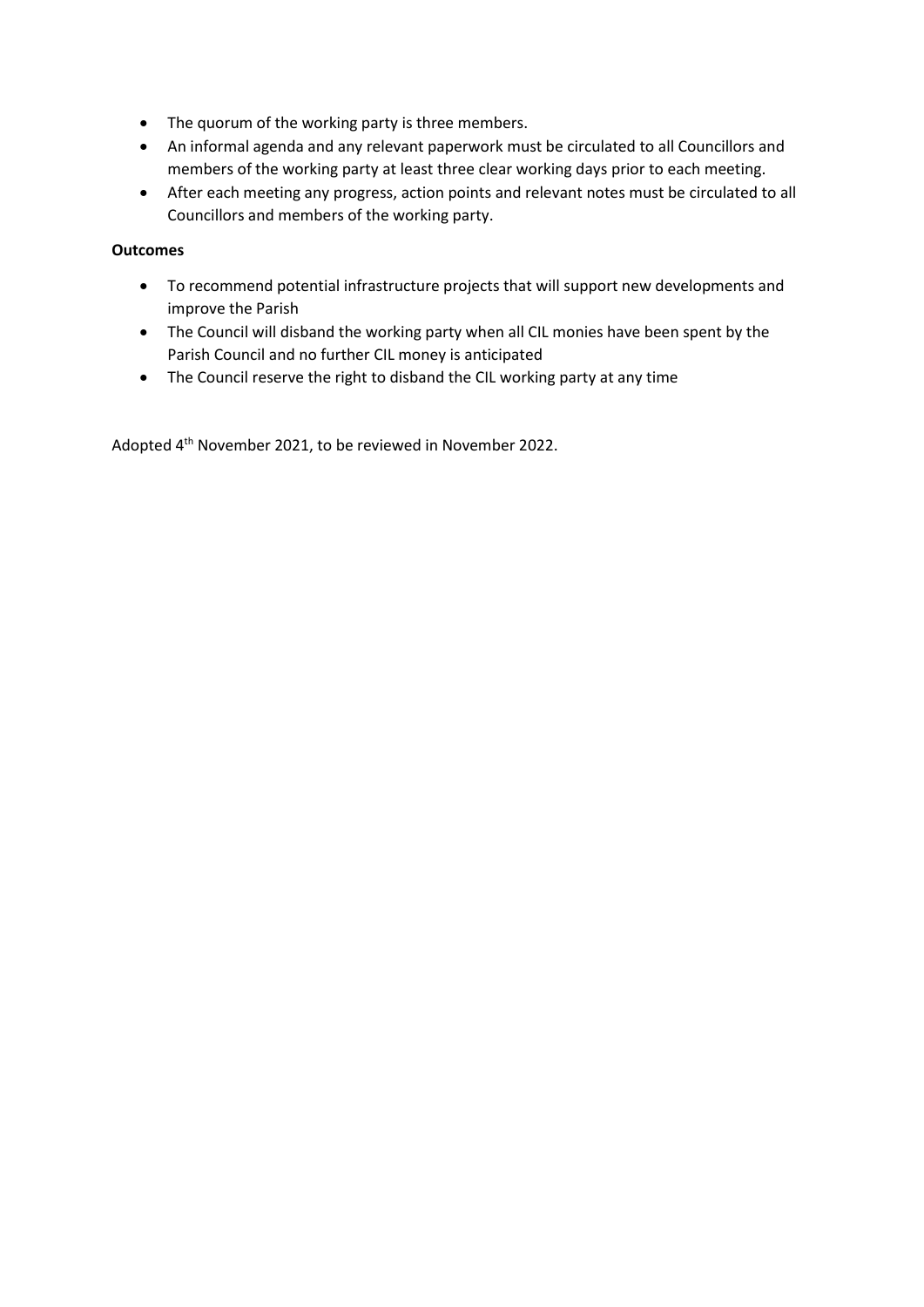- The quorum of the working party is three members.
- An informal agenda and any relevant paperwork must be circulated to all Councillors and members of the working party at least three clear working days prior to each meeting.
- After each meeting any progress, action points and relevant notes must be circulated to all Councillors and members of the working party.

**Outcomes**

- To recommend potential infrastructure projects that will support new developments and improve the Parish
- The Council will disband the working party when all CIL monies have been spent by the Parish Council and no further CIL money is anticipated
- The Council reserve the right to disband the CIL working party at any time

Adopted 4th November 2021, to be reviewed in November 2022.